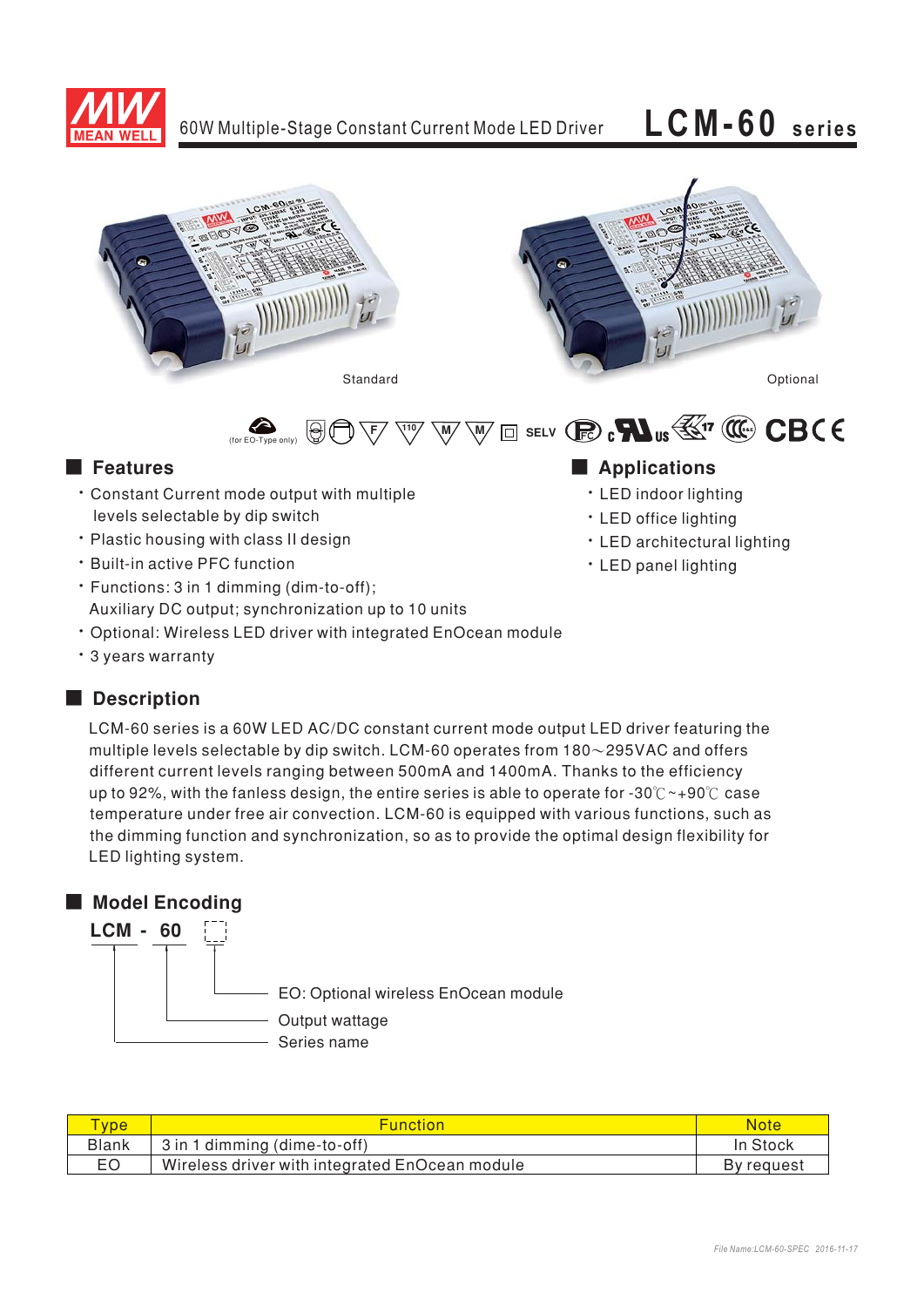# 60W Multiple-Stage Constant Current Mode LED Driver

# LCM-60 series

Standard

Optional

(for EO-Type only)

SELV

## Features

- Constant Current mode output with multiple levels selectable by dip switch
- Plastic housing with class II design
- Built-in active PFC function
- Functions: 3 in 1 dimming (dim-to-off); Auxiliary DC output; synchronization up to 10 units
- Optional: Wireless LED driver with integrated EnOcean module
- 3 years warranty

## Applications

- LED indoor lighting
- LED office lighting
- LED architectural lighting
- LED panel lighting

## Description

LCM-60 series is a 60W LED AC/DC constant current mode output LED driver featuring the multiple levels selectable by dip switch. LCM-60 operates from 180～295VAC and offers different current levels ranging between 500mA and 1400mA. Thanks to the efficiency up to 92%, with the fanless design, the entire series is able to operate for -30℃~+90℃ case temperature under free air convection. LCM-60 is equipped with various functions, such as the dimming function and synchronization, so as to provide the optimal design flexibility for LED lighting system.

## Model Encoding

LCM - 60 [ ]

- EO: Optional wireless EnOcean module
- 60: Output wattage
- LCM: Series name

| Type | Function | Note |
|---|---|---|
| Blank | 3 in 1 dimming (dime-to-off) | In Stock |
| EO | Wireless driver with integrated EnOcean module | By request |

File Name:LCM-60-SPEC 2016-11-17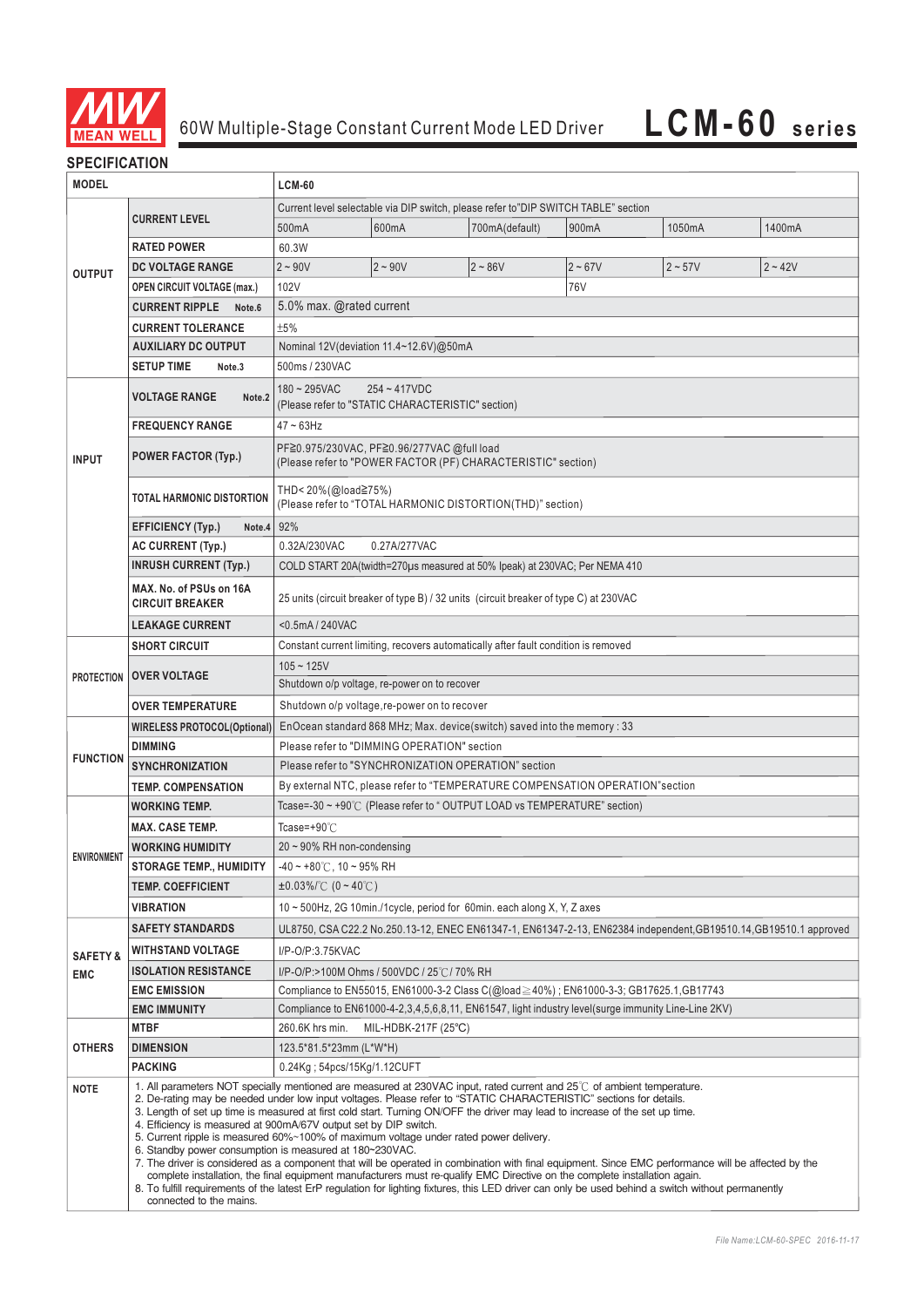# 60W Multiple-Stage Constant Current Mode LED Driver **LCM-60 series**

## SPECIFICATION

| MODEL | | LCM-60 | | | | | |
|---|---|---|---|---|---|---|---|
| OUTPUT | CURRENT LEVEL | Current level selectable via DIP switch, please refer to"DIP SWITCH TABLE" section | | | | | |
| | | 500mA | 600mA | 700mA(default) | 900mA | 1050mA | 1400mA |
| | RATED POWER | 60.3W | | | | | |
| | DC VOLTAGE RANGE | 2 ~ 90V | 2 ~ 90V | 2 ~ 86V | 2 ~ 67V | 2 ~ 57V | 2 ~ 42V |
| | OPEN CIRCUIT VOLTAGE (max.) | 102V | | | 76V | | |
| | CURRENT RIPPLE Note.6 | 5.0% max. @rated current | | | | | |
| | CURRENT TOLERANCE | ±5% | | | | | |
| | AUXILIARY DC OUTPUT | Nominal 12V(deviation 11.4~12.6V)@50mA | | | | | |
| | SETUP TIME Note.3 | 500ms / 230VAC | | | | | |
| INPUT | VOLTAGE RANGE Note.2 | 180 ~ 295VAC 254 ~ 417VDC (Please refer to "STATIC CHARACTERISTIC" section) | | | | | |
| | FREQUENCY RANGE | 47 ~ 63Hz | | | | | |
| | POWER FACTOR (Typ.) | PF≧0.975/230VAC, PF≧0.96/277VAC @full load (Please refer to "POWER FACTOR (PF) CHARACTERISTIC" section) | | | | | |
| | TOTAL HARMONIC DISTORTION | THD< 20%(@load≧75%) (Please refer to "TOTAL HARMONIC DISTORTION(THD)" section) | | | | | |
| | EFFICIENCY (Typ.) Note.4 | 92% | | | | | |
| | AC CURRENT (Typ.) | 0.32A/230VAC 0.27A/277VAC | | | | | |
| | INRUSH CURRENT (Typ.) | COLD START 20A(twidth=270μs measured at 50% Ipeak) at 230VAC; Per NEMA 410 | | | | | |
| | MAX. No. of PSUs on 16A CIRCUIT BREAKER | 25 units (circuit breaker of type B) / 32 units (circuit breaker of type C) at 230VAC | | | | | |
| | LEAKAGE CURRENT | <0.5mA / 240VAC | | | | | |
| PROTECTION | SHORT CIRCUIT | Constant current limiting, recovers automatically after fault condition is removed | | | | | |
| | OVER VOLTAGE | 105 ~ 125V | | | | | |
| | | Shutdown o/p voltage, re-power on to recover | | | | | |
| | OVER TEMPERATURE | Shutdown o/p voltage,re-power on to recover | | | | | |
| FUNCTION | WIRELESS PROTOCOL(Optional) | EnOcean standard 868 MHz; Max. device(switch) saved into the memory : 33 | | | | | |
| | DIMMING | Please refer to "DIMMING OPERATION" section | | | | | |
| | SYNCHRONIZATION | Please refer to "SYNCHRONIZATION OPERATION" section | | | | | |
| | TEMP. COMPENSATION | By external NTC, please refer to "TEMPERATURE COMPENSATION OPERATION"section | | | | | |
| ENVIRONMENT | WORKING TEMP. | Tcase=-30 ~ +90℃ (Please refer to " OUTPUT LOAD vs TEMPERATURE" section) | | | | | |
| | MAX. CASE TEMP. | Tcase=+90℃ | | | | | |
| | WORKING HUMIDITY | 20 ~ 90% RH non-condensing | | | | | |
| | STORAGE TEMP., HUMIDITY | -40 ~ +80℃, 10 ~ 95% RH | | | | | |
| | TEMP. COEFFICIENT | ±0.03%/℃ (0 ~ 40℃) | | | | | |
| | VIBRATION | 10 ~ 500Hz, 2G 10min./1cycle, period for 60min. each along X, Y, Z axes | | | | | |
| SAFETY & EMC | SAFETY STANDARDS | UL8750, CSA C22.2 No.250.13-12, ENEC EN61347-1, EN61347-2-13, EN62384 independent,GB19510.14,GB19510.1 approved | | | | | |
| | WITHSTAND VOLTAGE | I/P-O/P:3.75KVAC | | | | | |
| | ISOLATION RESISTANCE | I/P-O/P:>100M Ohms / 500VDC / 25℃/ 70% RH | | | | | |
| | EMC EMISSION | Compliance to EN55015, EN61000-3-2 Class C(@load≧40%) ; EN61000-3-3; GB17625.1,GB17743 | | | | | |
| | EMC IMMUNITY | Compliance to EN61000-4-2,3,4,5,6,8,11, EN61547, light industry level(surge immunity Line-Line 2KV) | | | | | |
| OTHERS | MTBF | 260.6K hrs min. MIL-HDBK-217F (25℃) | | | | | |
| | DIMENSION | 123.5*81.5*23mm (L*W*H) | | | | | |
| | PACKING | 0.24Kg ; 54pcs/15Kg/1.12CUFT | | | | | |

**NOTE**

1. All parameters NOT specially mentioned are measured at 230VAC input, rated current and 25℃ of ambient temperature.
2. De-rating may be needed under low input voltages. Please refer to "STATIC CHARACTERISTIC" sections for details.
3. Length of set up time is measured at first cold start. Turning ON/OFF the driver may lead to increase of the set up time.
4. Efficiency is measured at 900mA/67V output set by DIP switch.
5. Current ripple is measured 60%~100% of maximum voltage under rated power delivery.
6. Standby power consumption is measured at 180~230VAC.
7. The driver is considered as a component that will be operated in combination with final equipment. Since EMC performance will be affected by the complete installation, the final equipment manufacturers must re-qualify EMC Directive on the complete installation again.
8. To fulfill requirements of the latest ErP regulation for lighting fixtures, this LED driver can only be used behind a switch without permanently connected to the mains.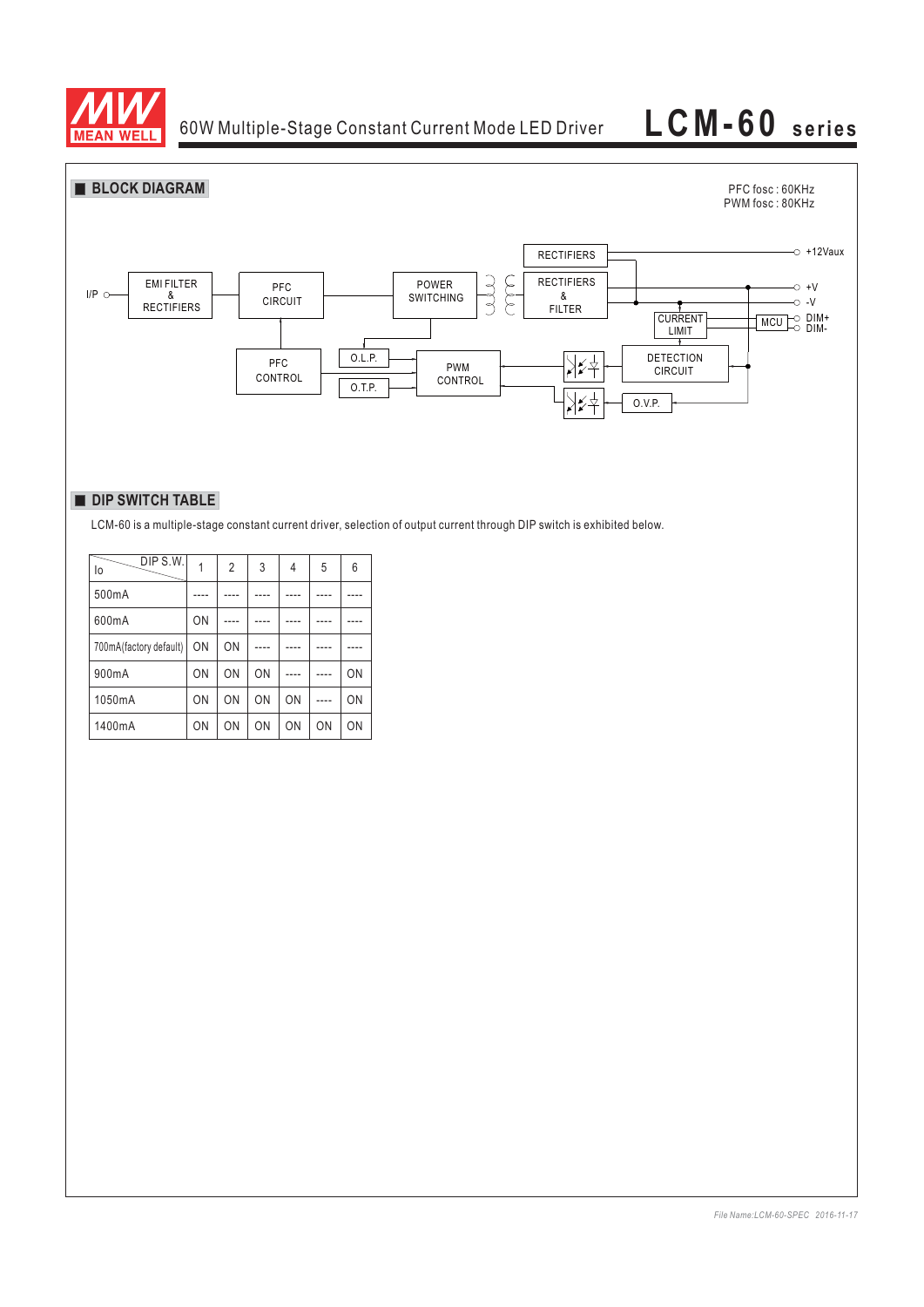## BLOCK DIAGRAM

PFC fosc : 60KHz
PWM fosc : 80KHz

I/P, EMI FILTER & RECTIFIERS, PFC CIRCUIT, POWER SWITCHING, RECTIFIERS, RECTIFIERS & FILTER, +12Vaux, +V, -V, CURRENT LIMIT, MCU, DIM+, DIM-, PFC CONTROL, O.L.P., O.T.P., PWM CONTROL, DETECTION CIRCUIT, O.V.P.

## DIP SWITCH TABLE

LCM-60 is a multiple-stage constant current driver, selection of output current through DIP switch is exhibited below.

| Io \ DIP S.W. | 1 | 2 | 3 | 4 | 5 | 6 |
|---|---|---|---|---|---|---|
| 500mA | ---- | ---- | ---- | ---- | ---- | ---- |
| 600mA | ON | ---- | ---- | ---- | ---- | ---- |
| 700mA(factory default) | ON | ON | ---- | ---- | ---- | ---- |
| 900mA | ON | ON | ON | ---- | ---- | ON |
| 1050mA | ON | ON | ON | ON | ---- | ON |
| 1400mA | ON | ON | ON | ON | ON | ON |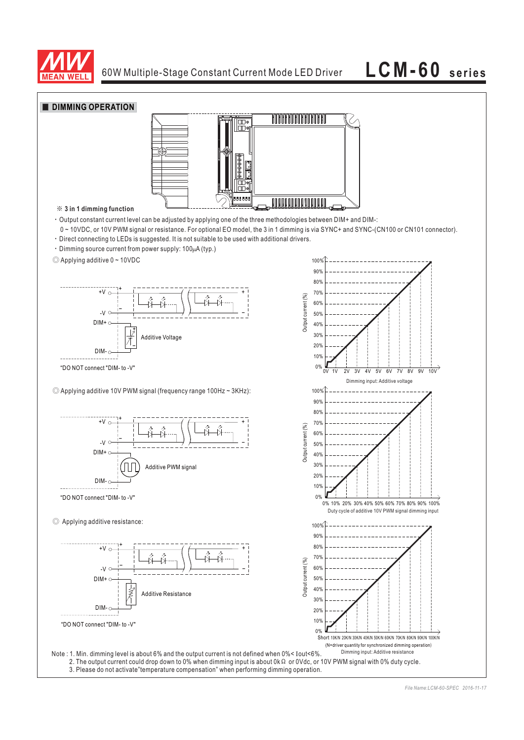## DIMMING OPERATION

※ **3 in 1 dimming function**

- Output constant current level can be adjusted by applying one of the three methodologies between DIM+ and DIM-: 0 ~ 10VDC, or 10V PWM signal or resistance. For optional EO model, the 3 in 1 dimming is via SYNC+ and SYNC-(CN100 or CN101 connector).
- Direct connecting to LEDs is suggested. It is not suitable to be used with additional drivers.
- Dimming source current from power supply: 100μA (typ.)

◎ Applying additive 0 ~ 10VDC

+V, -V, DIM+, DIM-, Additive Voltage

"DO NOT connect "DIM- to -V""

Output current (%) vs. Dimming input: Additive voltage (0V, 1V, 2V, 3V, 4V, 5V, 6V, 7V, 8V, 9V, 10V; 0% to 100%)

◎ Applying additive 10V PWM signal (frequency range 100Hz ~ 3KHz):

+V, -V, DIM+, DIM-, Additive PWM signal

"DO NOT connect "DIM- to -V""

Output current (%) vs. Duty cycle of additive 10V PWM signal dimming input (0%, 10%, 20%, 30%, 40%, 50%, 60%, 70%, 80%, 90%, 100%)

◎ Applying additive resistance:

+V, -V, DIM+, DIM-, Additive Resistance

"DO NOT connect "DIM- to -V""

Output current (%) vs. Dimming input: Additive resistance (Short, 10K/N, 20K/N, 30K/N, 40K/N, 50K/N, 60K/N, 70K/N, 80K/N, 90K/N, 100K/N)

(N=driver quantity for synchronized dimming operation)

Note : 1. Min. dimming level is about 6% and the output current is not defined when 0%< Iout<6%.
2. The output current could drop down to 0% when dimming input is about 0kΩ or 0Vdc, or 10V PWM signal with 0% duty cycle.
3. Please do not activate"temperature compensation" when performing dimming operation.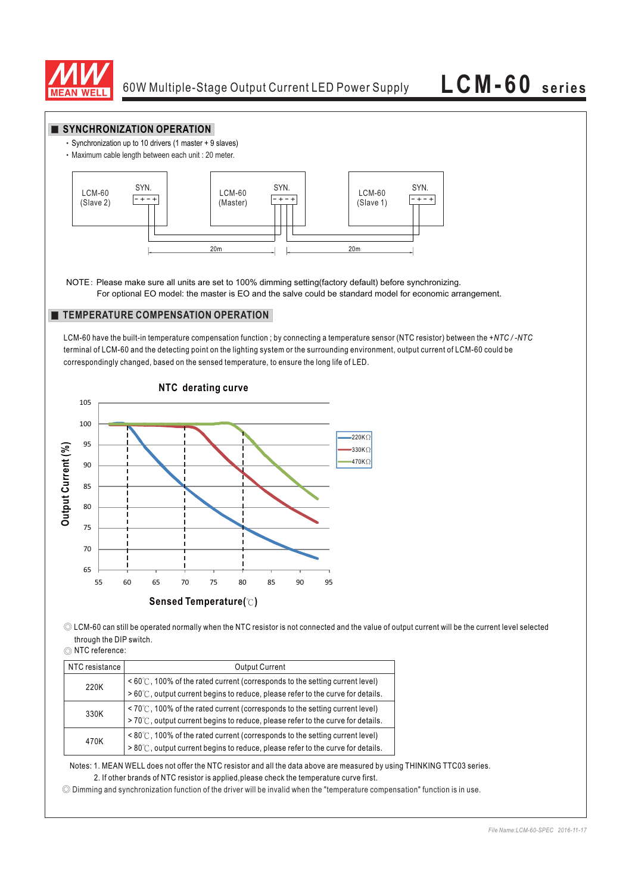## SYNCHRONIZATION OPERATION

- Synchronization up to 10 drivers (1 master + 9 slaves)
- Maximum cable length between each unit : 20 meter.

LCM-60 (Slave 2) SYN. - + - + | LCM-60 (Master) SYN. - + - + | LCM-60 (Slave 1) SYN. - + - +

20m | 20m

NOTE: Please make sure all units are set to 100% dimming setting(factory default) before synchronizing.
For optional EO model: the master is EO and the salve could be standard model for economic arrangement.

## TEMPERATURE COMPENSATION OPERATION

LCM-60 have the built-in temperature compensation function ; by connecting a temperature sensor (NTC resistor) between the *+NTC / -NTC* terminal of LCM-60 and the detecting point on the lighting system or the surrounding environment, output current of LCM-60 could be correspondingly changed, based on the sensed temperature, to ensure the long life of LED.

**NTC derating curve**

Output Current (%) vs. Sensed Temperature(℃); curves: 220KΩ, 330KΩ, 470KΩ

◎ LCM-60 can still be operated normally when the NTC resistor is not connected and the value of output current will be the current level selected through the DIP switch.

◎ NTC reference:

| NTC resistance | Output Current |
|---|---|
| 220K | < 60℃, 100% of the rated current (corresponds to the setting current level)<br>> 60℃, output current begins to reduce, please refer to the curve for details. |
| 330K | < 70℃, 100% of the rated current (corresponds to the setting current level)<br>> 70℃, output current begins to reduce, please refer to the curve for details. |
| 470K | < 80℃, 100% of the rated current (corresponds to the setting current level)<br>> 80℃, output current begins to reduce, please refer to the curve for details. |

Notes: 1. MEAN WELL does not offer the NTC resistor and all the data above are measured by using THINKING TTC03 series.
2. If other brands of NTC resistor is applied,please check the temperature curve first.

◎ Dimming and synchronization function of the driver will be invalid when the "temperature compensation" function is in use.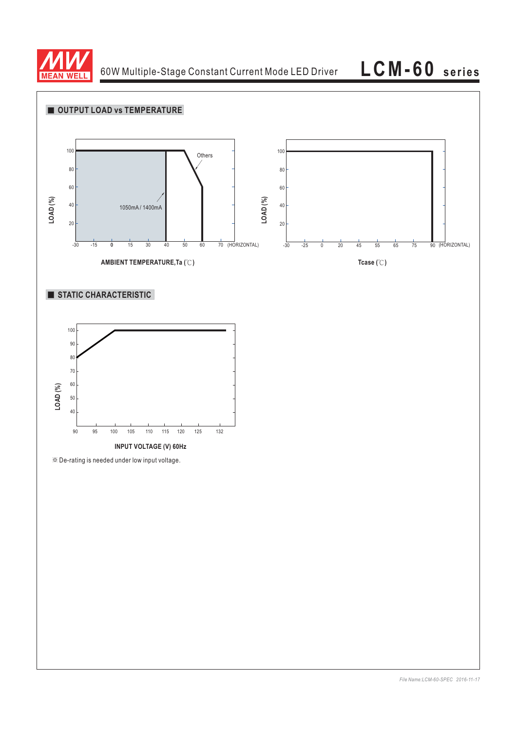## OUTPUT LOAD vs TEMPERATURE

LOAD (%)

100, 80, 60, 40, 20

Others

1050mA / 1400mA

-30 -15 0 15 30 40 50 60 70 (HORIZONTAL)

AMBIENT TEMPERATURE,Ta (℃)

LOAD (%)

100, 80, 60, 40, 20

-30 -25 0 20 45 55 65 75 90 (HORIZONTAL)

Tcase (℃)

## STATIC CHARACTERISTIC

LOAD (%)

100, 90, 80, 70, 60, 50, 40

90 95 100 105 110 115 120 125 132

INPUT VOLTAGE (V) 60Hz

※ De-rating is needed under low input voltage.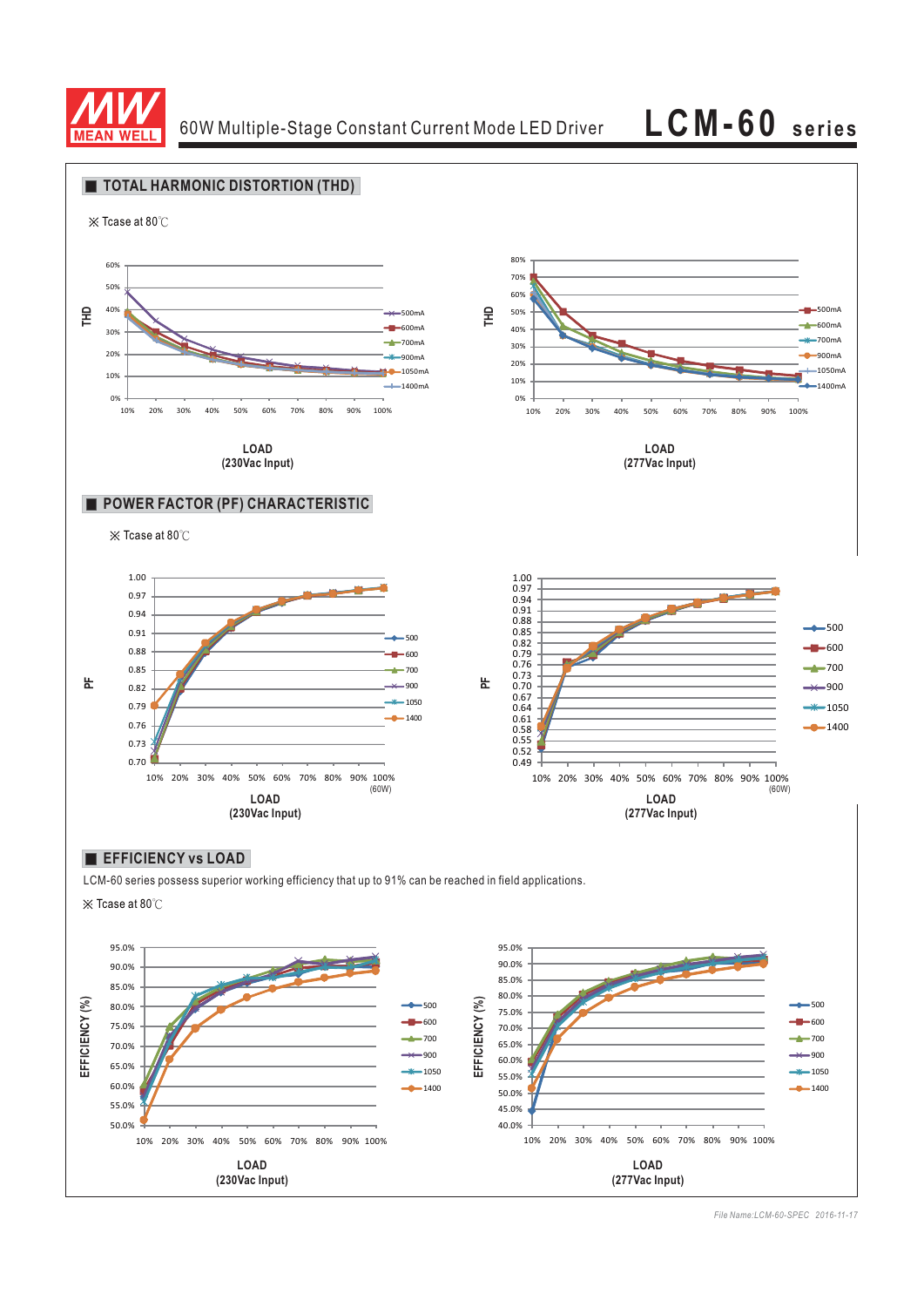# TOTAL HARMONIC DISTORTION (THD)

※ Tcase at 80℃

LOAD
(230Vac Input)

LOAD
(277Vac Input)

# POWER FACTOR (PF) CHARACTERISTIC

※ Tcase at 80℃

LOAD
(230Vac Input)

LOAD
(277Vac Input)

# EFFICIENCY vs LOAD

LCM-60 series possess superior working efficiency that up to 91% can be reached in field applications.

※ Tcase at 80℃

LOAD
(230Vac Input)

LOAD
(277Vac Input)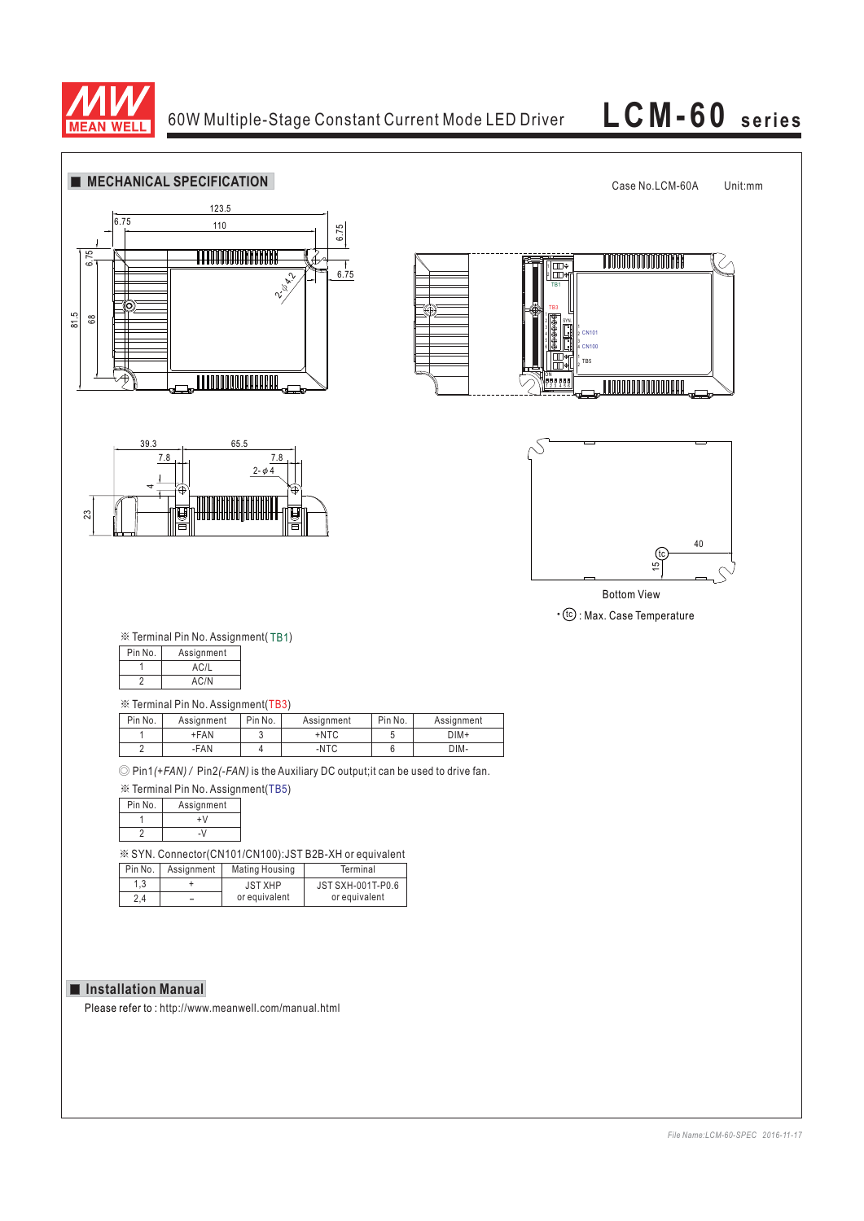## MECHANICAL SPECIFICATION

Case No.LCM-60A Unit:mm

Bottom View

• (tc) : Max. Case Temperature

※ Terminal Pin No. Assignment(TB1)

| Pin No. | Assignment |
|---|---|
| 1 | AC/L |
| 2 | AC/N |

※ Terminal Pin No. Assignment(TB3)

| Pin No. | Assignment | Pin No. | Assignment | Pin No. | Assignment |
|---|---|---|---|---|---|
| 1 | +FAN | 3 | +NTC | 5 | DIM+ |
| 2 | -FAN | 4 | -NTC | 6 | DIM- |

◎ Pin1*(+FAN)* / Pin2*(-FAN)* is the Auxiliary DC output;it can be used to drive fan.

※ Terminal Pin No. Assignment(TB5)

| Pin No. | Assignment |
|---|---|
| 1 | +V |
| 2 | -V |

※ SYN. Connector(CN101/CN100):JST B2B-XH or equivalent

| Pin No. | Assignment | Mating Housing | Terminal |
|---|---|---|---|
| 1,3 | + | JST XHP or equivalent | JST SXH-001T-P0.6 or equivalent |
| 2,4 | – | | |

## Installation Manual

Please refer to : http://www.meanwell.com/manual.html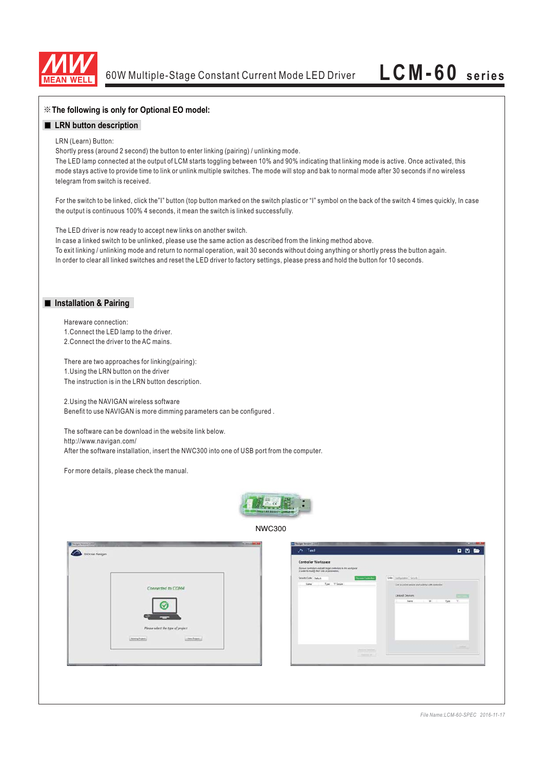※The following is only for Optional EO model:

## LRN button description

LRN (Learn) Button:
Shortly press (around 2 second) the button to enter linking (pairing) / unlinking mode.
The LED lamp connected at the output of LCM starts toggling between 10% and 90% indicating that linking mode is active. Once activated, this mode stays active to provide time to link or unlink multiple switches. The mode will stop and bak to normal mode after 30 seconds if no wireless telegram from switch is received.

For the switch to be linked, click the"I" button (top button marked on the switch plastic or "I" symbol on the back of the switch 4 times quickly, In case the output is continuous 100% 4 seconds, it mean the switch is linked successfully.

The LED driver is now ready to accept new links on another switch.
In case a linked switch to be unlinked, please use the same action as described from the linking method above.
To exit linking / unlinking mode and return to normal operation, wait 30 seconds without doing anything or shortly press the button again.
In order to clear all linked switches and reset the LED driver to factory settings, please press and hold the button for 10 seconds.

## Installation & Pairing

Hareware connection:
1.Connect the LED lamp to the driver.
2.Connect the driver to the AC mains.

There are two approaches for linking(pairing):
1.Using the LRN button on the driver
The instruction is in the LRN button description.

2.Using the NAVIGAN wireless software
Benefit to use NAVIGAN is more dimming parameters can be configured .

The software can be download in the website link below.
http://www.navigan.com/
After the software installation, insert the NWC300 into one of USB port from the computer.

For more details, please check the manual.

NWC300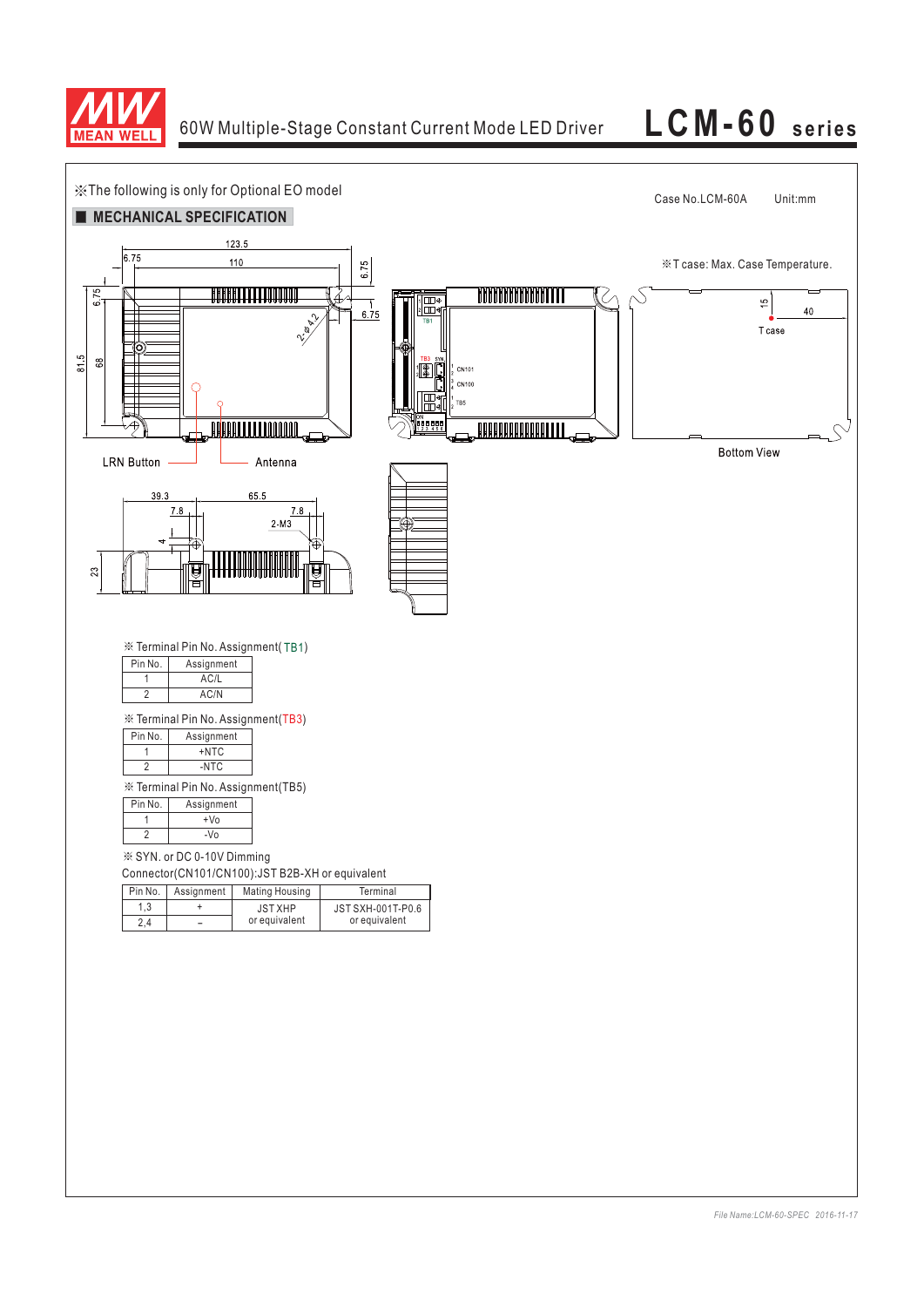※The following is only for Optional EO model

Case No.LCM-60A Unit:mm

## ■ MECHANICAL SPECIFICATION

※T case: Max. Case Temperature.

123.5

6.75 110 6.75

6.75

2-φ4.2

6.75

81.5 68

LRN Button

Antenna

TB1 TB3 SYN CN101 CN100 TB5

15 40

T case

Bottom View

39.3 65.5

7.8 7.8

2-M3

4

23

※ Terminal Pin No. Assignment(TB1)

| Pin No. | Assignment |
|---|---|
| 1 | AC/L |
| 2 | AC/N |

※ Terminal Pin No. Assignment(TB3)

| Pin No. | Assignment |
|---|---|
| 1 | +NTC |
| 2 | -NTC |

※ Terminal Pin No. Assignment(TB5)

| Pin No. | Assignment |
|---|---|
| 1 | +Vo |
| 2 | -Vo |

※ SYN. or DC 0-10V Dimming

Connector(CN101/CN100):JST B2B-XH or equivalent

| Pin No. | Assignment | Mating Housing | Terminal |
|---|---|---|---|
| 1,3 | + | JST XHP or equivalent | JST SXH-001T-P0.6 or equivalent |
| 2,4 | − | | |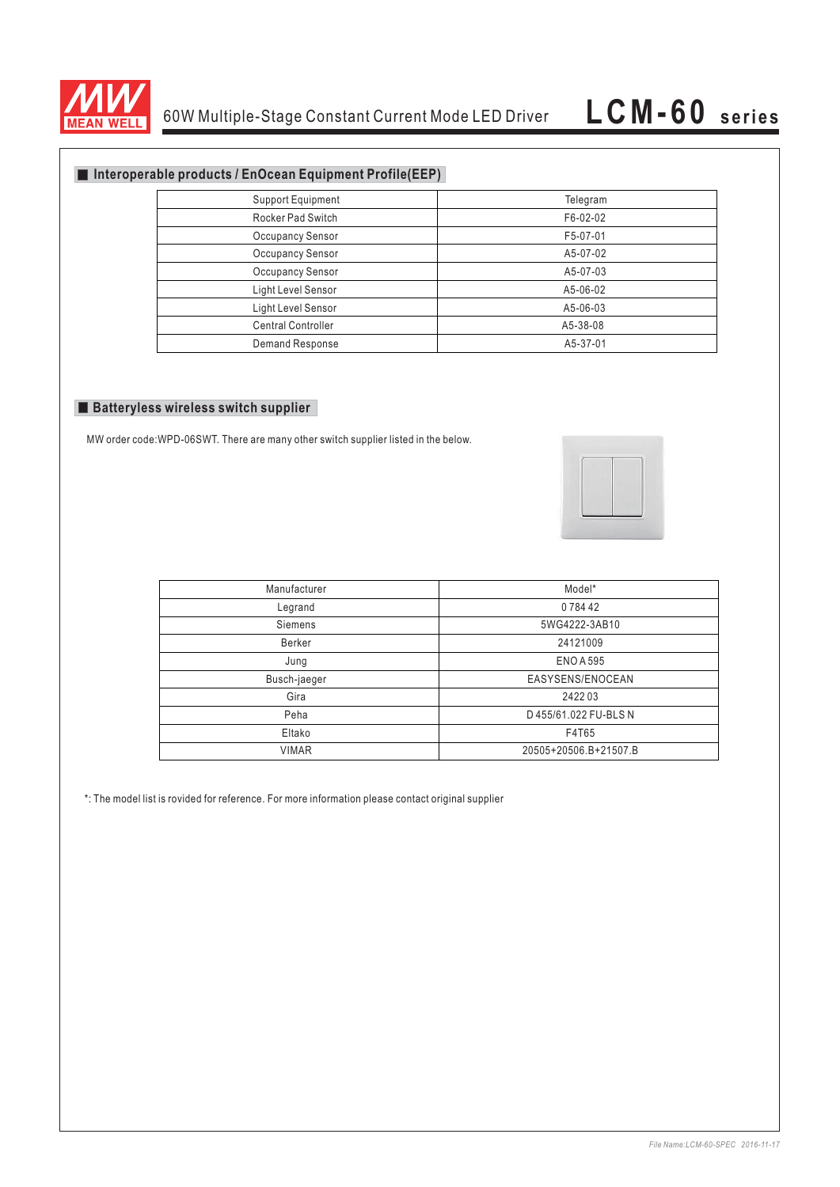## ■ Interoperable products / EnOcean Equipment Profile(EEP)

| Support Equipment | Telegram |
| --- | --- |
| Rocker Pad Switch | F6-02-02 |
| Occupancy Sensor | F5-07-01 |
| Occupancy Sensor | A5-07-02 |
| Occupancy Sensor | A5-07-03 |
| Light Level Sensor | A5-06-02 |
| Light Level Sensor | A5-06-03 |
| Central Controller | A5-38-08 |
| Demand Response | A5-37-01 |

## ■ Batteryless wireless switch supplier

MW order code:WPD-06SWT. There are many other switch supplier listed in the below.

| Manufacturer | Model* |
| --- | --- |
| Legrand | 0 784 42 |
| Siemens | 5WG4222-3AB10 |
| Berker | 24121009 |
| Jung | ENO A 595 |
| Busch-jaeger | EASYSENS/ENOCEAN |
| Gira | 2422 03 |
| Peha | D 455/61.022 FU-BLS N |
| Eltako | F4T65 |
| VIMAR | 20505+20506.B+21507.B |

*: The model list is rovided for reference. For more information please contact original supplier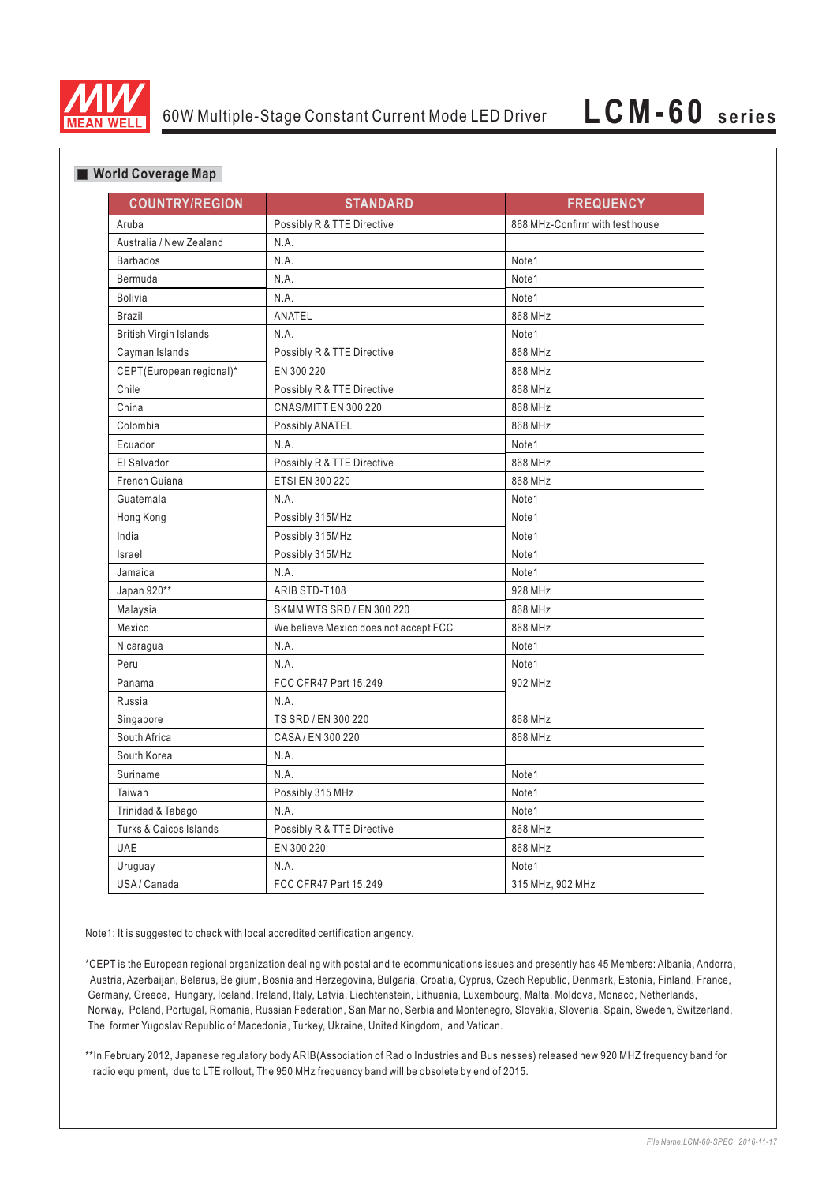## World Coverage Map

| COUNTRY/REGION | STANDARD | FREQUENCY |
|---|---|---|
| Aruba | Possibly R & TTE Directive | 868 MHz-Confirm with test house |
| Australia / New Zealand | N.A. | |
| Barbados | N.A. | Note1 |
| Bermuda | N.A. | Note1 |
| Bolivia | N.A. | Note1 |
| Brazil | ANATEL | 868 MHz |
| British Virgin Islands | N.A. | Note1 |
| Cayman Islands | Possibly R & TTE Directive | 868 MHz |
| CEPT(European regional)* | EN 300 220 | 868 MHz |
| Chile | Possibly R & TTE Directive | 868 MHz |
| China | CNAS/MITT EN 300 220 | 868 MHz |
| Colombia | Possibly ANATEL | 868 MHz |
| Ecuador | N.A. | Note1 |
| El Salvador | Possibly R & TTE Directive | 868 MHz |
| French Guiana | ETSI EN 300 220 | 868 MHz |
| Guatemala | N.A. | Note1 |
| Hong Kong | Possibly 315MHz | Note1 |
| India | Possibly 315MHz | Note1 |
| Israel | Possibly 315MHz | Note1 |
| Jamaica | N.A. | Note1 |
| Japan 920** | ARIB STD-T108 | 928 MHz |
| Malaysia | SKMM WTS SRD / EN 300 220 | 868 MHz |
| Mexico | We believe Mexico does not accept FCC | 868 MHz |
| Nicaragua | N.A. | Note1 |
| Peru | N.A. | Note1 |
| Panama | FCC CFR47 Part 15.249 | 902 MHz |
| Russia | N.A. | |
| Singapore | TS SRD / EN 300 220 | 868 MHz |
| South Africa | CASA / EN 300 220 | 868 MHz |
| South Korea | N.A. | |
| Suriname | N.A. | Note1 |
| Taiwan | Possibly 315 MHz | Note1 |
| Trinidad & Tabago | N.A. | Note1 |
| Turks & Caicos Islands | Possibly R & TTE Directive | 868 MHz |
| UAE | EN 300 220 | 868 MHz |
| Uruguay | N.A. | Note1 |
| USA / Canada | FCC CFR47 Part 15.249 | 315 MHz, 902 MHz |

Note1: It is suggested to check with local accredited certification angency.

*CEPT is the European regional organization dealing with postal and telecommunications issues and presently has 45 Members: Albania, Andorra, Austria, Azerbaijan, Belarus, Belgium, Bosnia and Herzegovina, Bulgaria, Croatia, Cyprus, Czech Republic, Denmark, Estonia, Finland, France, Germany, Greece, Hungary, Iceland, Ireland, Italy, Latvia, Liechtenstein, Lithuania, Luxembourg, Malta, Moldova, Monaco, Netherlands, Norway, Poland, Portugal, Romania, Russian Federation, San Marino, Serbia and Montenegro, Slovakia, Slovenia, Spain, Sweden, Switzerland, The former Yugoslav Republic of Macedonia, Turkey, Ukraine, United Kingdom, and Vatican.

**In February 2012, Japanese regulatory body ARIB(Association of Radio Industries and Businesses) released new 920 MHZ frequency band for radio equipment, due to LTE rollout, The 950 MHz frequency band will be obsolete by end of 2015.